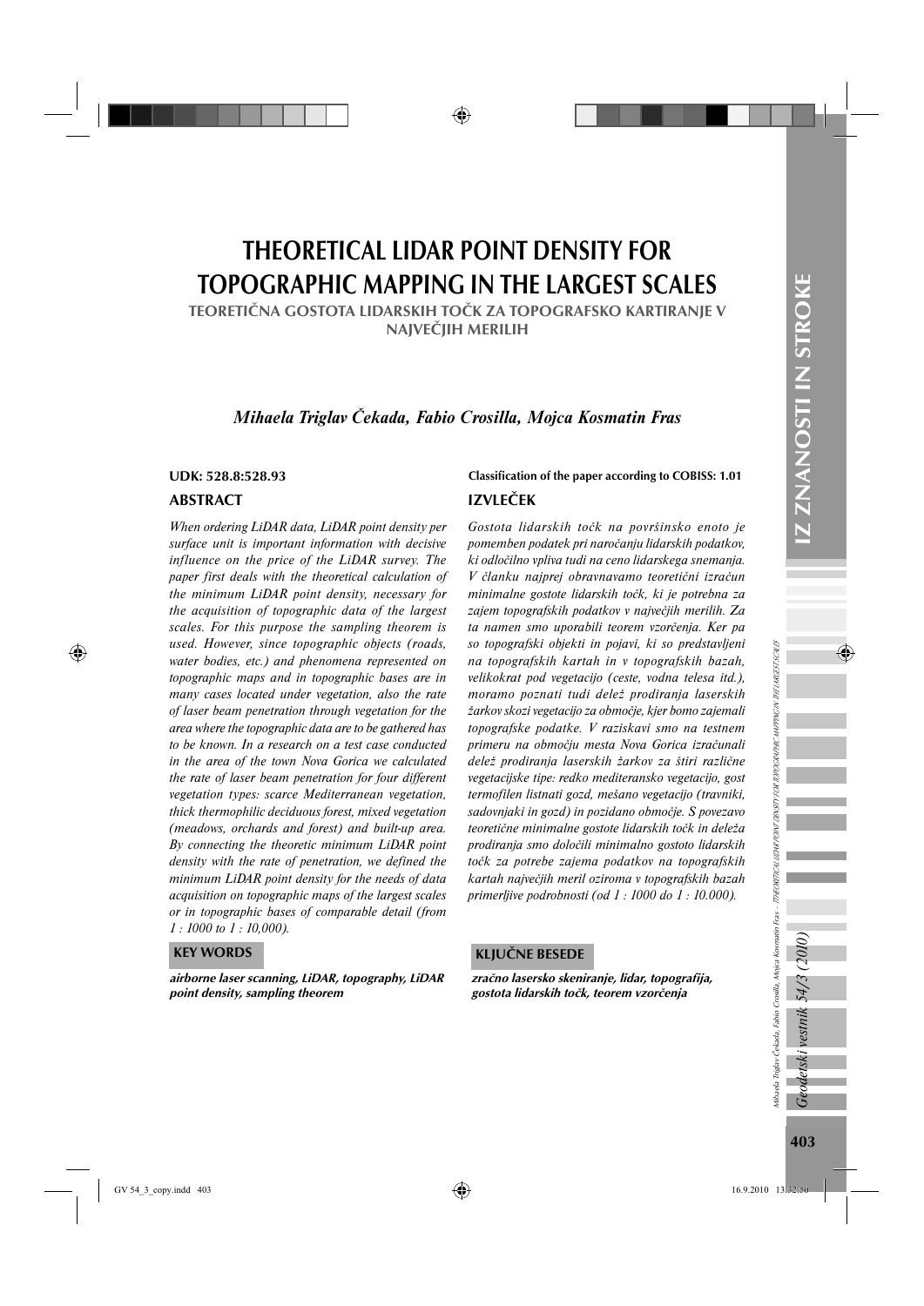# THEORETICAL LIDAR POINT DENSITY FOR TOPOGRAPHIC MAPPING IN THE LARGEST SCALES

## TEORETIČNA GOSTOTA LIDARSKIH TOČK ZA TOPOGRAFSKO KARTIRANJE V NAJVEČJIH MERILIH

*Mihaela Triglav Čekada, Fabio Crosilla, Mojca Kosmatin Fras*

**UDK: 528.8:528.93**

**Classification of the paper according to COBISS: 1.01**

### ABSTRACT

*When ordering LiDAR data, LiDAR point density per surface unit is important information with decisive influence on the price of the LiDAR survey. The paper first deals with the theoretical calculation of the minimum LiDAR point density, necessary for the acquisition of topographic data of the largest scales. For this purpose the sampling theorem is used. However, since topographic objects (roads, water bodies, etc.) and phenomena represented on topographic maps and in topographic bases are in many cases located under vegetation, also the rate of laser beam penetration through vegetation for the area where the topographic data are to be gathered has to be known. In a research on a test case conducted in the area of the town Nova Gorica we calculated the rate of laser beam penetration for four different vegetation types: scarce Mediterranean vegetation, thick thermophilic deciduous forest, mixed vegetation (meadows, orchards and forest) and built-up area. By connecting the theoretic minimum LiDAR point density with the rate of penetration, we defined the minimum LiDAR point density for the needs of data acquisition on topographic maps of the largest scales or in topographic bases of comparable detail (from 1 : 1000 to 1 : 10,000).*

### KEY WORDS

**airborne laser scanning, LiDAR, topography, LiDAR point density, sampling theorem**

### IZVLEČEK

*Gostota lidarskih točk na površinsko enoto je pomemben podatek pri naročanju lidarskih podatkov, ki odločilno vpliva tudi na ceno lidarskega snemanja. V članku najprej obravnavamo teoretični izračun minimalne gostote lidarskih točk, ki je potrebna za zajem topografskih podatkov v največjih merilih. Za ta namen smo uporabili teorem vzorčenja. Ker pa so topografski objekti in pojavi, ki so predstavljeni na topografskih kartah in v topografskih bazah, velikokrat pod vegetacijo (ceste, vodna telesa itd.), moramo poznati tudi delež prodiranja laserskih žarkov skozi vegetacijo za območje, kjer bomo zajemali topografske podatke. V raziskavi smo na testnem primeru na območju mesta Nova Gorica izračunali delež prodiranja laserskih žarkov za štiri različne vegetacijske tipe: redko mediteransko vegetacijo, gost termofilen listnati gozd, mešano vegetacijo (travniki, sadovnjaki in gozd) in pozidano območje. S povezavo teoretične minimalne gostote lidarskih točk in deleža prodiranja smo določili minimalno gostoto lidarskih točk za potrebe zajema podatkov na topografskih kartah največjih meril oziroma v topografskih bazah primerljive podrobnosti (od 1 : 1000 do 1 : 10.000).*

### KLJUČNE BESEDE

**zračno lasersko skeniranje, lidar, topografija, gostota lidarskih točk, teorem vzorčenja**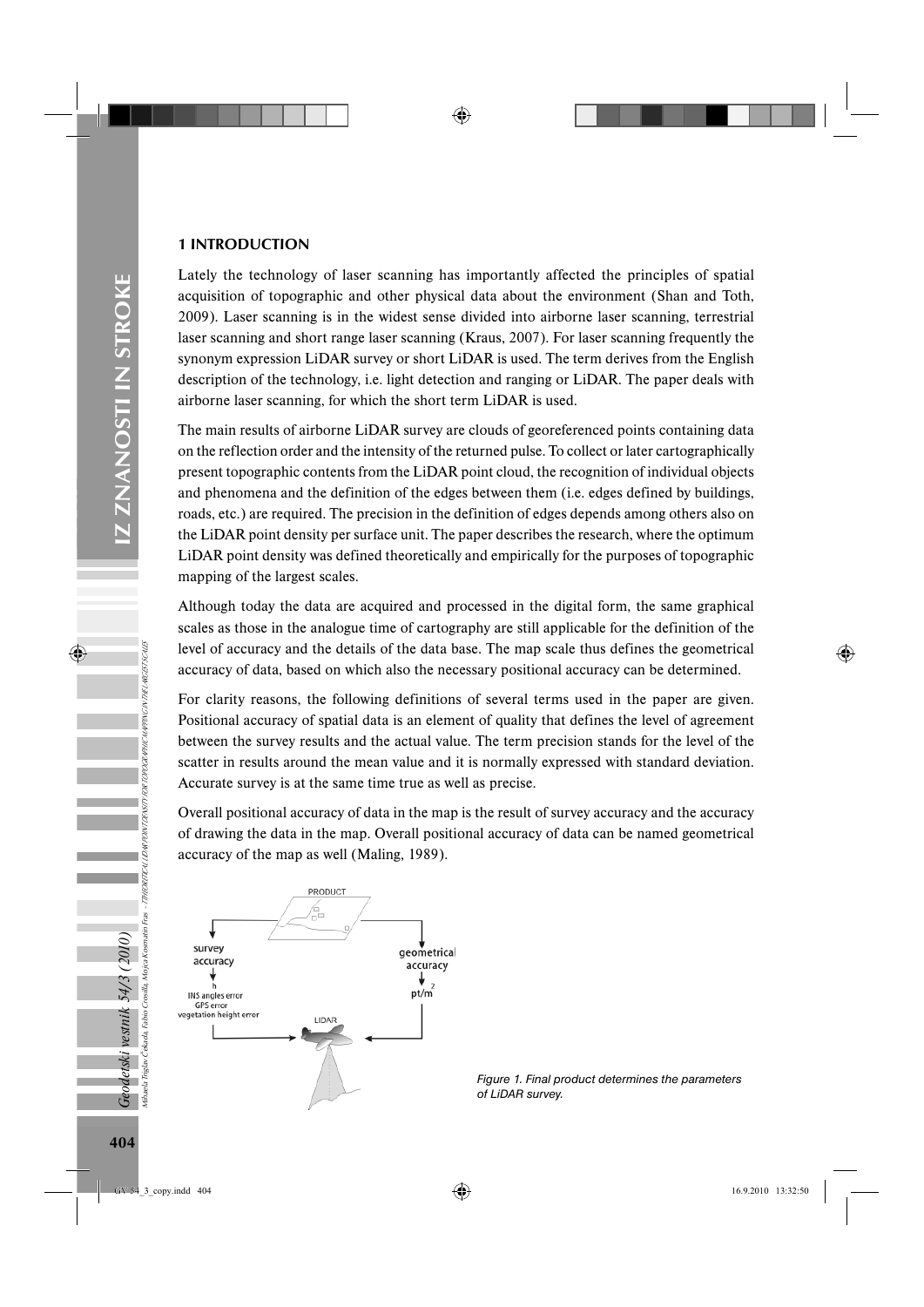## 1 INTRODUCTION

Lately the technology of laser scanning has importantly affected the principles of spatial acquisition of topographic and other physical data about the environment (Shan and Toth, 2009). Laser scanning is in the widest sense divided into airborne laser scanning, terrestrial laser scanning and short range laser scanning (Kraus, 2007). For laser scanning frequently the synonym expression LiDAR survey or short LiDAR is used. The term derives from the English description of the technology, i.e. light detection and ranging or LiDAR. The paper deals with airborne laser scanning, for which the short term LiDAR is used.

The main results of airborne LiDAR survey are clouds of georeferenced points containing data on the reflection order and the intensity of the returned pulse. To collect or later cartographically present topographic contents from the LiDAR point cloud, the recognition of individual objects and phenomena and the definition of the edges between them (i.e. edges defined by buildings, roads, etc.) are required. The precision in the definition of edges depends among others also on the LiDAR point density per surface unit. The paper describes the research, where the optimum LiDAR point density was defined theoretically and empirically for the purposes of topographic mapping of the largest scales.

Although today the data are acquired and processed in the digital form, the same graphical scales as those in the analogue time of cartography are still applicable for the definition of the level of accuracy and the details of the data base. The map scale thus defines the geometrical accuracy of data, based on which also the necessary positional accuracy can be determined.

For clarity reasons, the following definitions of several terms used in the paper are given. Positional accuracy of spatial data is an element of quality that defines the level of agreement between the survey results and the actual value. The term precision stands for the level of the scatter in results around the mean value and it is normally expressed with standard deviation. Accurate survey is at the same time true as well as precise.

Overall positional accuracy of data in the map is the result of survey accuracy and the accuracy of drawing the data in the map. Overall positional accuracy of data can be named geometrical accuracy of the map as well (Maling, 1989).

*Figure 1. Final product determines the parameters of LiDAR survey.*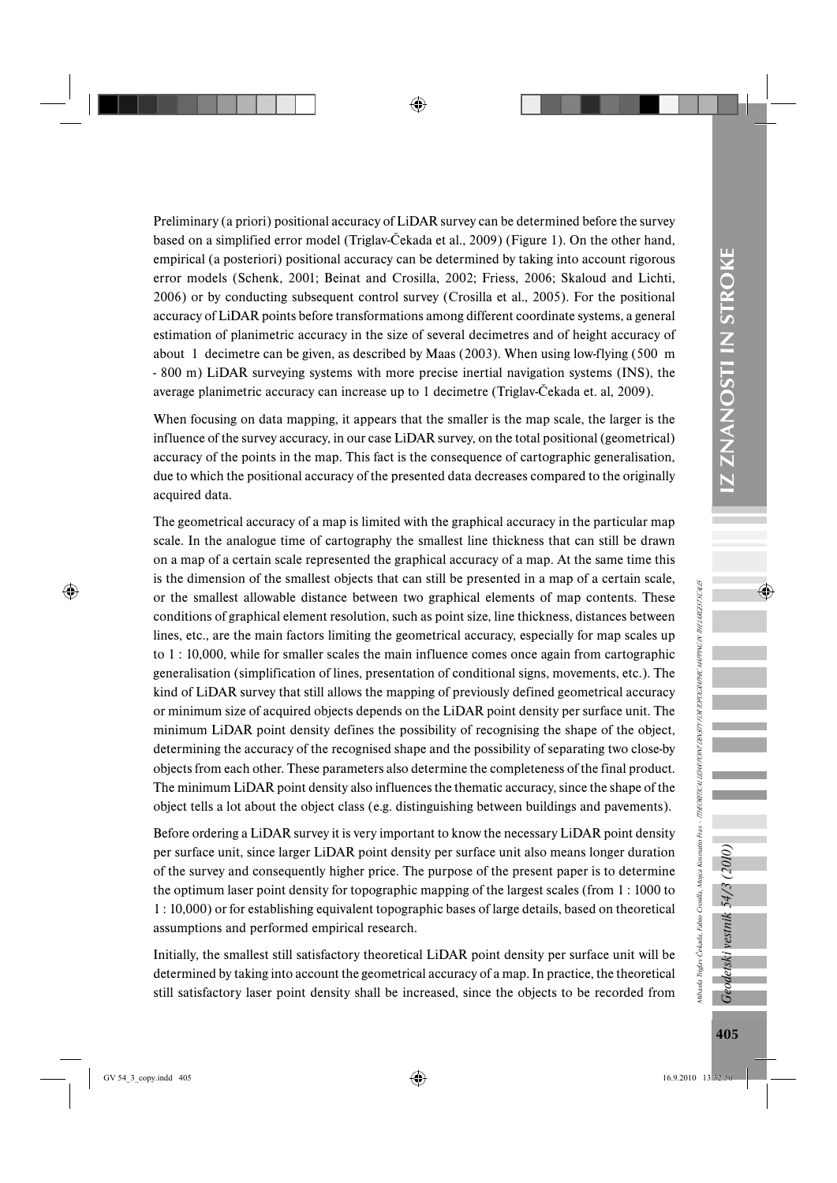Preliminary (a priori) positional accuracy of LiDAR survey can be determined before the survey based on a simplified error model (Triglav-Čekada et al., 2009) (Figure 1). On the other hand, empirical (a posteriori) positional accuracy can be determined by taking into account rigorous error models (Schenk, 2001; Beinat and Crosilla, 2002; Friess, 2006; Skaloud and Lichti, 2006) or by conducting subsequent control survey (Crosilla et al., 2005). For the positional accuracy of LiDAR points before transformations among different coordinate systems, a general estimation of planimetric accuracy in the size of several decimetres and of height accuracy of about 1 decimetre can be given, as described by Maas (2003). When using low-flying (500 m - 800 m) LiDAR surveying systems with more precise inertial navigation systems (INS), the average planimetric accuracy can increase up to 1 decimetre (Triglav-Čekada et. al, 2009).

When focusing on data mapping, it appears that the smaller is the map scale, the larger is the influence of the survey accuracy, in our case LiDAR survey, on the total positional (geometrical) accuracy of the points in the map. This fact is the consequence of cartographic generalisation, due to which the positional accuracy of the presented data decreases compared to the originally acquired data.

The geometrical accuracy of a map is limited with the graphical accuracy in the particular map scale. In the analogue time of cartography the smallest line thickness that can still be drawn on a map of a certain scale represented the graphical accuracy of a map. At the same time this is the dimension of the smallest objects that can still be presented in a map of a certain scale, or the smallest allowable distance between two graphical elements of map contents. These conditions of graphical element resolution, such as point size, line thickness, distances between lines, etc., are the main factors limiting the geometrical accuracy, especially for map scales up to 1 : 10,000, while for smaller scales the main influence comes once again from cartographic generalisation (simplification of lines, presentation of conditional signs, movements, etc.). The kind of LiDAR survey that still allows the mapping of previously defined geometrical accuracy or minimum size of acquired objects depends on the LiDAR point density per surface unit. The minimum LiDAR point density defines the possibility of recognising the shape of the object, determining the accuracy of the recognised shape and the possibility of separating two close-by objects from each other. These parameters also determine the completeness of the final product. The minimum LiDAR point density also influences the thematic accuracy, since the shape of the object tells a lot about the object class (e.g. distinguishing between buildings and pavements).

Before ordering a LiDAR survey it is very important to know the necessary LiDAR point density per surface unit, since larger LiDAR point density per surface unit also means longer duration of the survey and consequently higher price. The purpose of the present paper is to determine the optimum laser point density for topographic mapping of the largest scales (from 1 : 1000 to 1 : 10,000) or for establishing equivalent topographic bases of large details, based on theoretical assumptions and performed empirical research.

Initially, the smallest still satisfactory theoretical LiDAR point density per surface unit will be determined by taking into account the geometrical accuracy of a map. In practice, the theoretical still satisfactory laser point density shall be increased, since the objects to be recorded from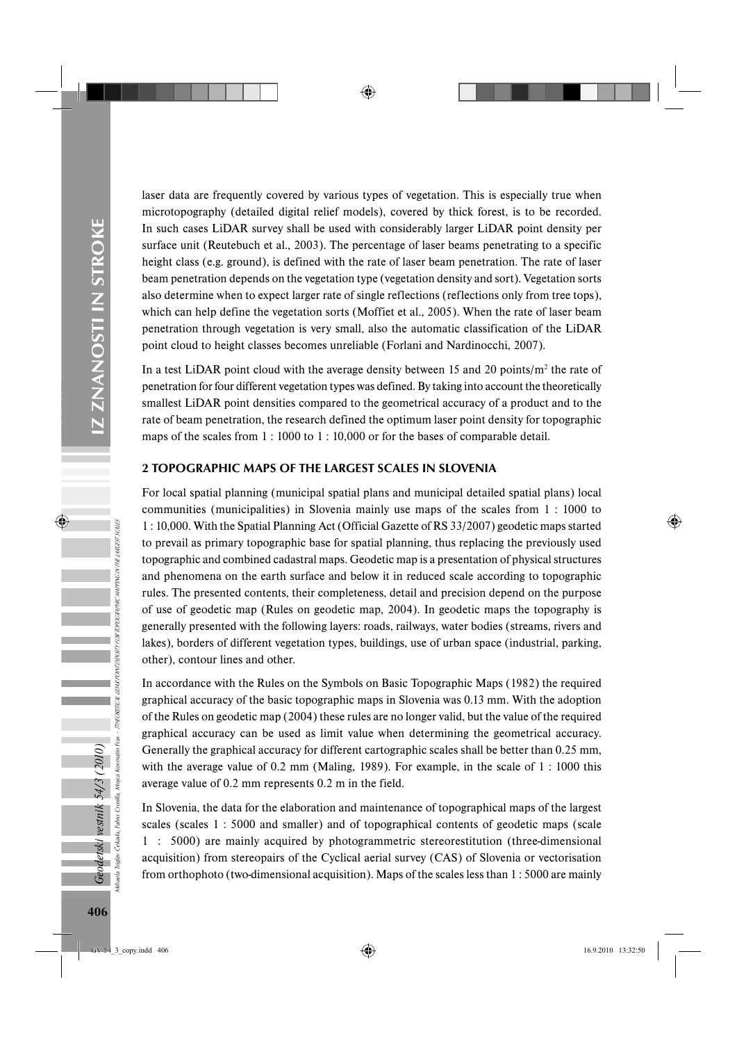laser data are frequently covered by various types of vegetation. This is especially true when microtopography (detailed digital relief models), covered by thick forest, is to be recorded. In such cases LiDAR survey shall be used with considerably larger LiDAR point density per surface unit (Reutebuch et al., 2003). The percentage of laser beams penetrating to a specific height class (e.g. ground), is defined with the rate of laser beam penetration. The rate of laser beam penetration depends on the vegetation type (vegetation density and sort). Vegetation sorts also determine when to expect larger rate of single reflections (reflections only from tree tops), which can help define the vegetation sorts (Moffiet et al., 2005). When the rate of laser beam penetration through vegetation is very small, also the automatic classification of the LiDAR point cloud to height classes becomes unreliable (Forlani and Nardinocchi, 2007).

In a test LiDAR point cloud with the average density between 15 and 20 points/$m^2$ the rate of penetration for four different vegetation types was defined. By taking into account the theoretically smallest LiDAR point densities compared to the geometrical accuracy of a product and to the rate of beam penetration, the research defined the optimum laser point density for topographic maps of the scales from 1 : 1000 to 1 : 10,000 or for the bases of comparable detail.

## 2 TOPOGRAPHIC MAPS OF THE LARGEST SCALES IN SLOVENIA

For local spatial planning (municipal spatial plans and municipal detailed spatial plans) local communities (municipalities) in Slovenia mainly use maps of the scales from 1 : 1000 to 1 : 10,000. With the Spatial Planning Act (Official Gazette of RS 33/2007) geodetic maps started to prevail as primary topographic base for spatial planning, thus replacing the previously used topographic and combined cadastral maps. Geodetic map is a presentation of physical structures and phenomena on the earth surface and below it in reduced scale according to topographic rules. The presented contents, their completeness, detail and precision depend on the purpose of use of geodetic map (Rules on geodetic map, 2004). In geodetic maps the topography is generally presented with the following layers: roads, railways, water bodies (streams, rivers and lakes), borders of different vegetation types, buildings, use of urban space (industrial, parking, other), contour lines and other.

In accordance with the Rules on the Symbols on Basic Topographic Maps (1982) the required graphical accuracy of the basic topographic maps in Slovenia was 0.13 mm. With the adoption of the Rules on geodetic map (2004) these rules are no longer valid, but the value of the required graphical accuracy can be used as limit value when determining the geometrical accuracy. Generally the graphical accuracy for different cartographic scales shall be better than 0.25 mm, with the average value of 0.2 mm (Maling, 1989). For example, in the scale of 1 : 1000 this average value of 0.2 mm represents 0.2 m in the field.

In Slovenia, the data for the elaboration and maintenance of topographical maps of the largest scales (scales 1 : 5000 and smaller) and of topographical contents of geodetic maps (scale 1 : 5000) are mainly acquired by photogrammetric stereorestitution (three-dimensional acquisition) from stereopairs of the Cyclical aerial survey (CAS) of Slovenia or vectorisation from orthophoto (two-dimensional acquisition). Maps of the scales less than 1 : 5000 are mainly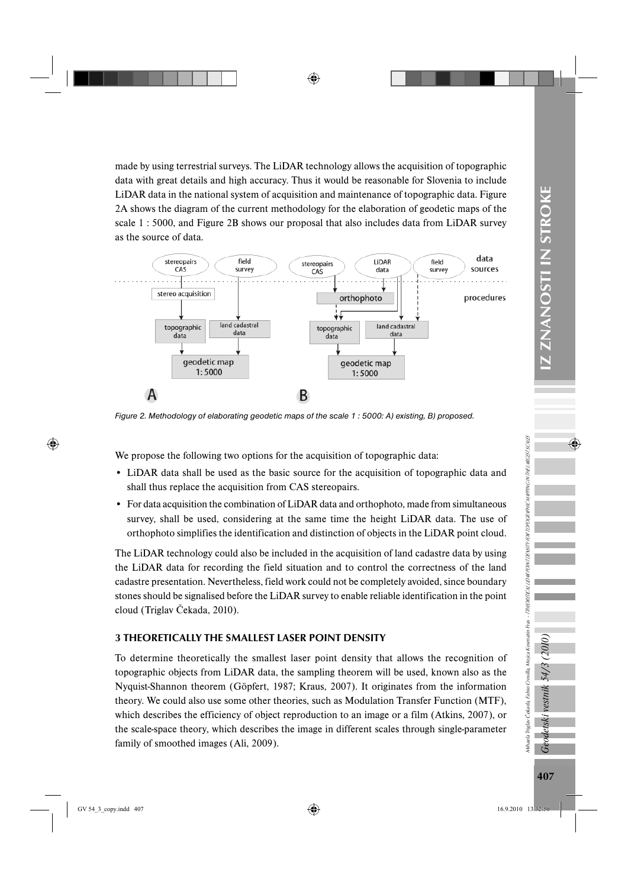made by using terrestrial surveys. The LiDAR technology allows the acquisition of topographic data with great details and high accuracy. Thus it would be reasonable for Slovenia to include LiDAR data in the national system of acquisition and maintenance of topographic data. Figure 2A shows the diagram of the current methodology for the elaboration of geodetic maps of the scale 1 : 5000, and Figure 2B shows our proposal that also includes data from LiDAR survey as the source of data.

Figure 2. Methodology of elaborating geodetic maps of the scale 1 : 5000: A) existing, B) proposed.

We propose the following two options for the acquisition of topographic data:

- LiDAR data shall be used as the basic source for the acquisition of topographic data and shall thus replace the acquisition from CAS stereopairs.
- For data acquisition the combination of LiDAR data and orthophoto, made from simultaneous survey, shall be used, considering at the same time the height LiDAR data. The use of orthophoto simplifies the identification and distinction of objects in the LiDAR point cloud.

The LiDAR technology could also be included in the acquisition of land cadastre data by using the LiDAR data for recording the field situation and to control the correctness of the land cadastre presentation. Nevertheless, field work could not be completely avoided, since boundary stones should be signalised before the LiDAR survey to enable reliable identification in the point cloud (Triglav Čekada, 2010).

## 3 THEORETICALLY THE SMALLEST LASER POINT DENSITY

To determine theoretically the smallest laser point density that allows the recognition of topographic objects from LiDAR data, the sampling theorem will be used, known also as the Nyquist-Shannon theorem (Göpfert, 1987; Kraus, 2007). It originates from the information theory. We could also use some other theories, such as Modulation Transfer Function (MTF), which describes the efficiency of object reproduction to an image or a film (Atkins, 2007), or the scale-space theory, which describes the image in different scales through single-parameter family of smoothed images (Ali, 2009).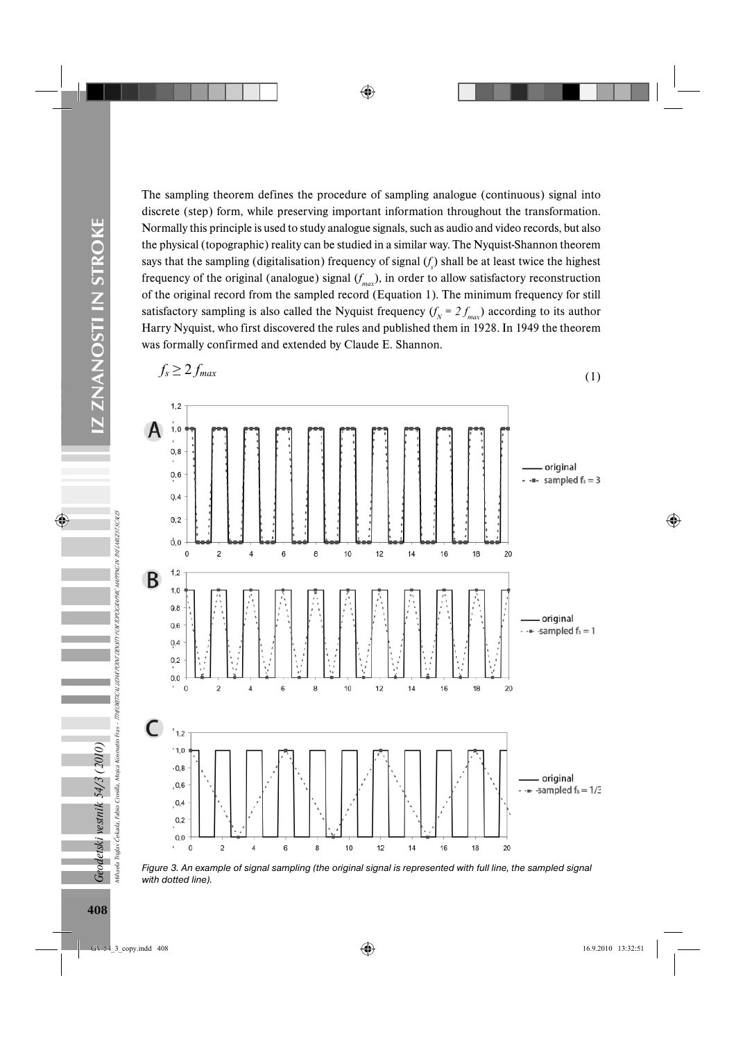The sampling theorem defines the procedure of sampling analogue (continuous) signal into discrete (step) form, while preserving important information throughout the transformation. Normally this principle is used to study analogue signals, such as audio and video records, but also the physical (topographic) reality can be studied in a similar way. The Nyquist-Shannon theorem says that the sampling (digitalisation) frequency of signal ($f_s$) shall be at least twice the highest frequency of the original (analogue) signal ($f_{max}$), in order to allow satisfactory reconstruction of the original record from the sampled record (Equation 1). The minimum frequency for still satisfactory sampling is also called the Nyquist frequency ($f_N = 2 f_{max}$) according to its author Harry Nyquist, who first discovered the rules and published them in 1928. In 1949 the theorem was formally confirmed and extended by Claude E. Shannon.

$$f_s \geq 2 f_{max} \tag{1}$$

*Figure 3. An example of signal sampling (the original signal is represented with full line, the sampled signal with dotted line).*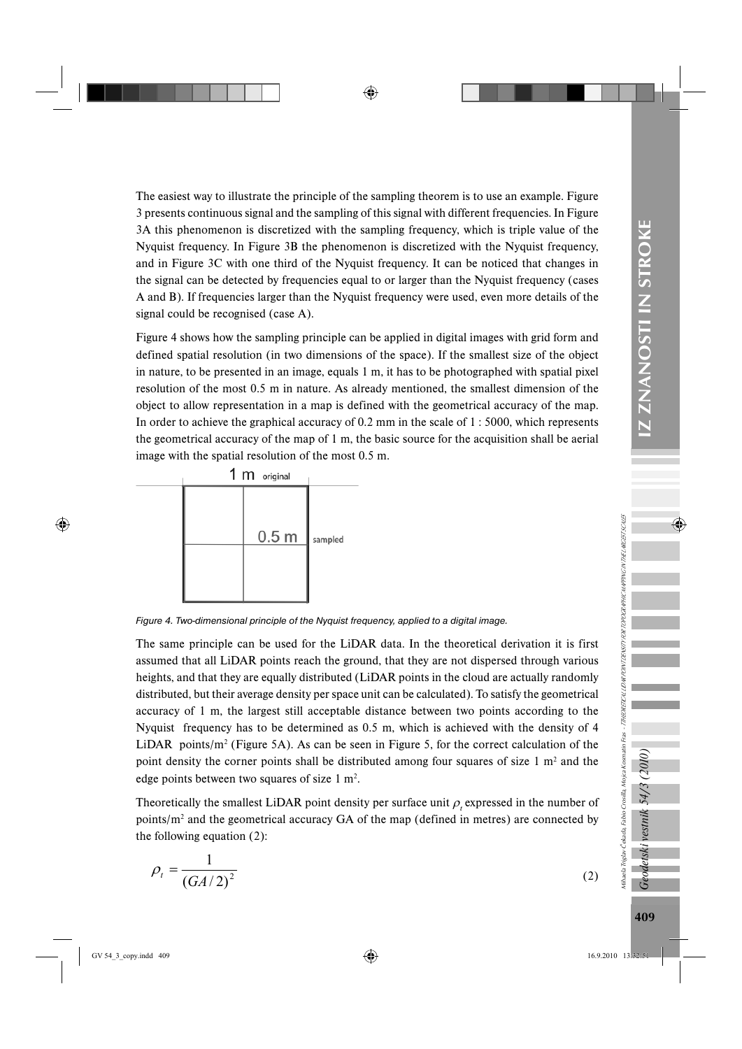The easiest way to illustrate the principle of the sampling theorem is to use an example. Figure 3 presents continuous signal and the sampling of this signal with different frequencies. In Figure 3A this phenomenon is discretized with the sampling frequency, which is triple value of the Nyquist frequency. In Figure 3B the phenomenon is discretized with the Nyquist frequency, and in Figure 3C with one third of the Nyquist frequency. It can be noticed that changes in the signal can be detected by frequencies equal to or larger than the Nyquist frequency (cases A and B). If frequencies larger than the Nyquist frequency were used, even more details of the signal could be recognised (case A).

Figure 4 shows how the sampling principle can be applied in digital images with grid form and defined spatial resolution (in two dimensions of the space). If the smallest size of the object in nature, to be presented in an image, equals 1 m, it has to be photographed with spatial pixel resolution of the most 0.5 m in nature. As already mentioned, the smallest dimension of the object to allow representation in a map is defined with the geometrical accuracy of the map. In order to achieve the graphical accuracy of 0.2 mm in the scale of 1 : 5000, which represents the geometrical accuracy of the map of 1 m, the basic source for the acquisition shall be aerial image with the spatial resolution of the most 0.5 m.

*Figure 4. Two-dimensional principle of the Nyquist frequency, applied to a digital image.*

The same principle can be used for the LiDAR data. In the theoretical derivation it is first assumed that all LiDAR points reach the ground, that they are not dispersed through various heights, and that they are equally distributed (LiDAR points in the cloud are actually randomly distributed, but their average density per space unit can be calculated). To satisfy the geometrical accuracy of 1 m, the largest still acceptable distance between two points according to the Nyquist frequency has to be determined as 0.5 m, which is achieved with the density of 4 LiDAR points/m$^2$ (Figure 5A). As can be seen in Figure 5, for the correct calculation of the point density the corner points shall be distributed among four squares of size 1 m$^2$ and the edge points between two squares of size 1 m$^2$.

Theoretically the smallest LiDAR point density per surface unit $\rho_t$ expressed in the number of points/m$^2$ and the geometrical accuracy GA of the map (defined in metres) are connected by the following equation (2):

$$\rho_t = \frac{1}{(GA/2)^2} \tag{2}$$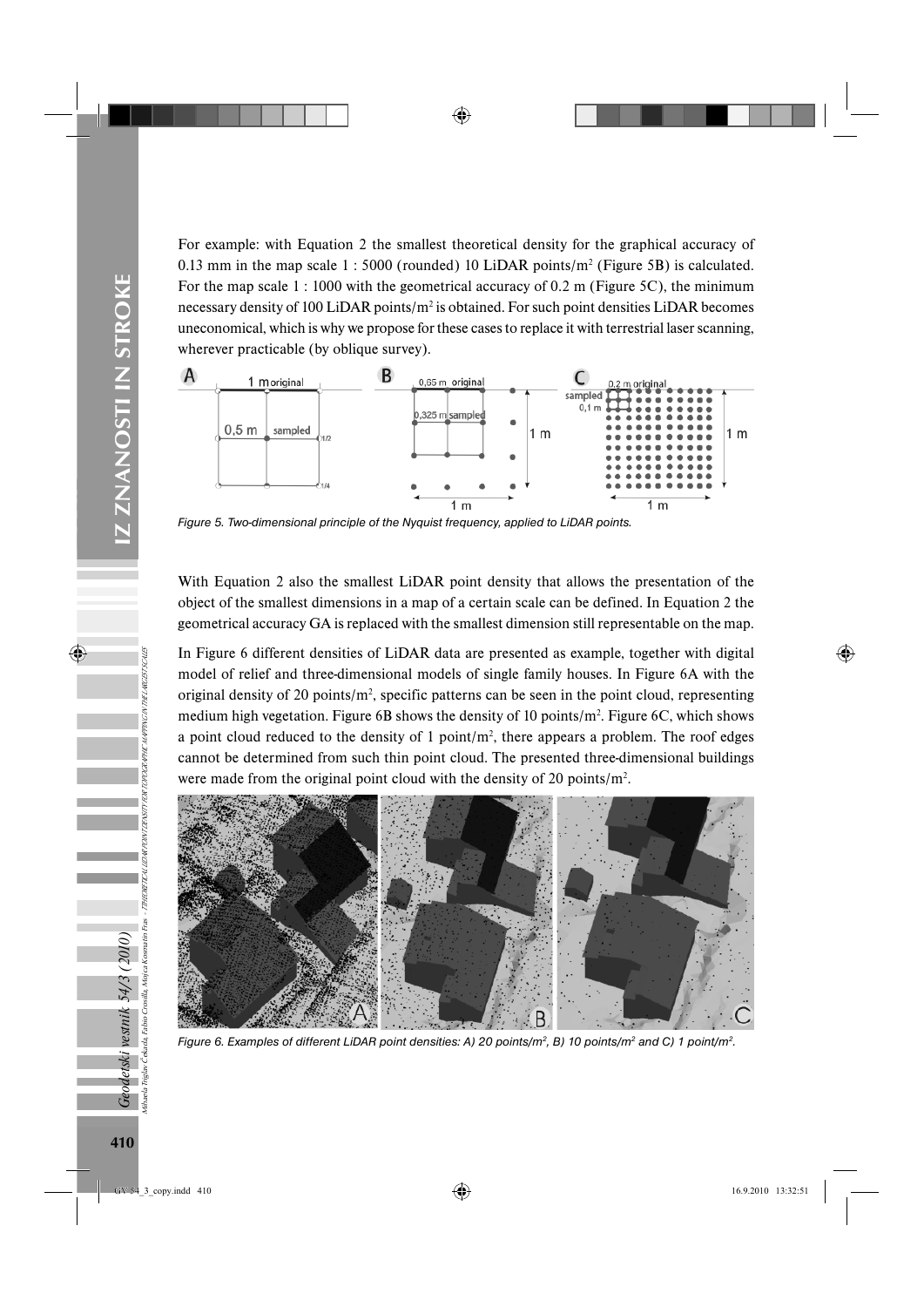For example: with Equation 2 the smallest theoretical density for the graphical accuracy of 0.13 mm in the map scale 1 : 5000 (rounded) 10 LiDAR points/m$^2$ (Figure 5B) is calculated. For the map scale 1 : 1000 with the geometrical accuracy of 0.2 m (Figure 5C), the minimum necessary density of 100 LiDAR points/m$^2$ is obtained. For such point densities LiDAR becomes uneconomical, which is why we propose for these cases to replace it with terrestrial laser scanning, wherever practicable (by oblique survey).

*Figure 5. Two-dimensional principle of the Nyquist frequency, applied to LiDAR points.*

With Equation 2 also the smallest LiDAR point density that allows the presentation of the object of the smallest dimensions in a map of a certain scale can be defined. In Equation 2 the geometrical accuracy GA is replaced with the smallest dimension still representable on the map.

In Figure 6 different densities of LiDAR data are presented as example, together with digital model of relief and three-dimensional models of single family houses. In Figure 6A with the original density of 20 points/m$^2$, specific patterns can be seen in the point cloud, representing medium high vegetation. Figure 6B shows the density of 10 points/m$^2$. Figure 6C, which shows a point cloud reduced to the density of 1 point/m$^2$, there appears a problem. The roof edges cannot be determined from such thin point cloud. The presented three-dimensional buildings were made from the original point cloud with the density of 20 points/m$^2$.

*Figure 6. Examples of different LiDAR point densities: A) 20 points/m$^2$, B) 10 points/m$^2$ and C) 1 point/m$^2$.*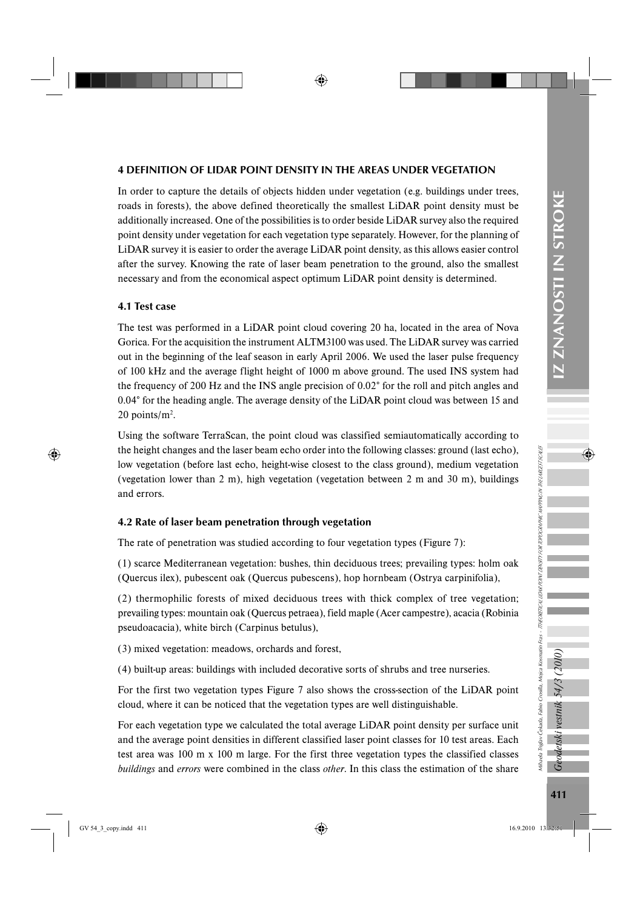## 4 DEFINITION OF LIDAR POINT DENSITY IN THE AREAS UNDER VEGETATION

In order to capture the details of objects hidden under vegetation (e.g. buildings under trees, roads in forests), the above defined theoretically the smallest LiDAR point density must be additionally increased. One of the possibilities is to order beside LiDAR survey also the required point density under vegetation for each vegetation type separately. However, for the planning of LiDAR survey it is easier to order the average LiDAR point density, as this allows easier control after the survey. Knowing the rate of laser beam penetration to the ground, also the smallest necessary and from the economical aspect optimum LiDAR point density is determined.

### 4.1 Test case

The test was performed in a LiDAR point cloud covering 20 ha, located in the area of Nova Gorica. For the acquisition the instrument ALTM3100 was used. The LiDAR survey was carried out in the beginning of the leaf season in early April 2006. We used the laser pulse frequency of 100 kHz and the average flight height of 1000 m above ground. The used INS system had the frequency of 200 Hz and the INS angle precision of 0.02° for the roll and pitch angles and 0.04° for the heading angle. The average density of the LiDAR point cloud was between 15 and 20 points/m$^2$.

Using the software TerraScan, the point cloud was classified semiautomatically according to the height changes and the laser beam echo order into the following classes: ground (last echo), low vegetation (before last echo, height-wise closest to the class ground), medium vegetation (vegetation lower than 2 m), high vegetation (vegetation between 2 m and 30 m), buildings and errors.

### 4.2 Rate of laser beam penetration through vegetation

The rate of penetration was studied according to four vegetation types (Figure 7):

(1) scarce Mediterranean vegetation: bushes, thin deciduous trees; prevailing types: holm oak (Quercus ilex), pubescent oak (Quercus pubescens), hop hornbeam (Ostrya carpinifolia),

(2) thermophilic forests of mixed deciduous trees with thick complex of tree vegetation; prevailing types: mountain oak (Quercus petraea), field maple (Acer campestre), acacia (Robinia pseudoacacia), white birch (Carpinus betulus),

(3) mixed vegetation: meadows, orchards and forest,

(4) built-up areas: buildings with included decorative sorts of shrubs and tree nurseries.

For the first two vegetation types Figure 7 also shows the cross-section of the LiDAR point cloud, where it can be noticed that the vegetation types are well distinguishable.

For each vegetation type we calculated the total average LiDAR point density per surface unit and the average point densities in different classified laser point classes for 10 test areas. Each test area was 100 m x 100 m large. For the first three vegetation types the classified classes *buildings* and *errors* were combined in the class *other*. In this class the estimation of the share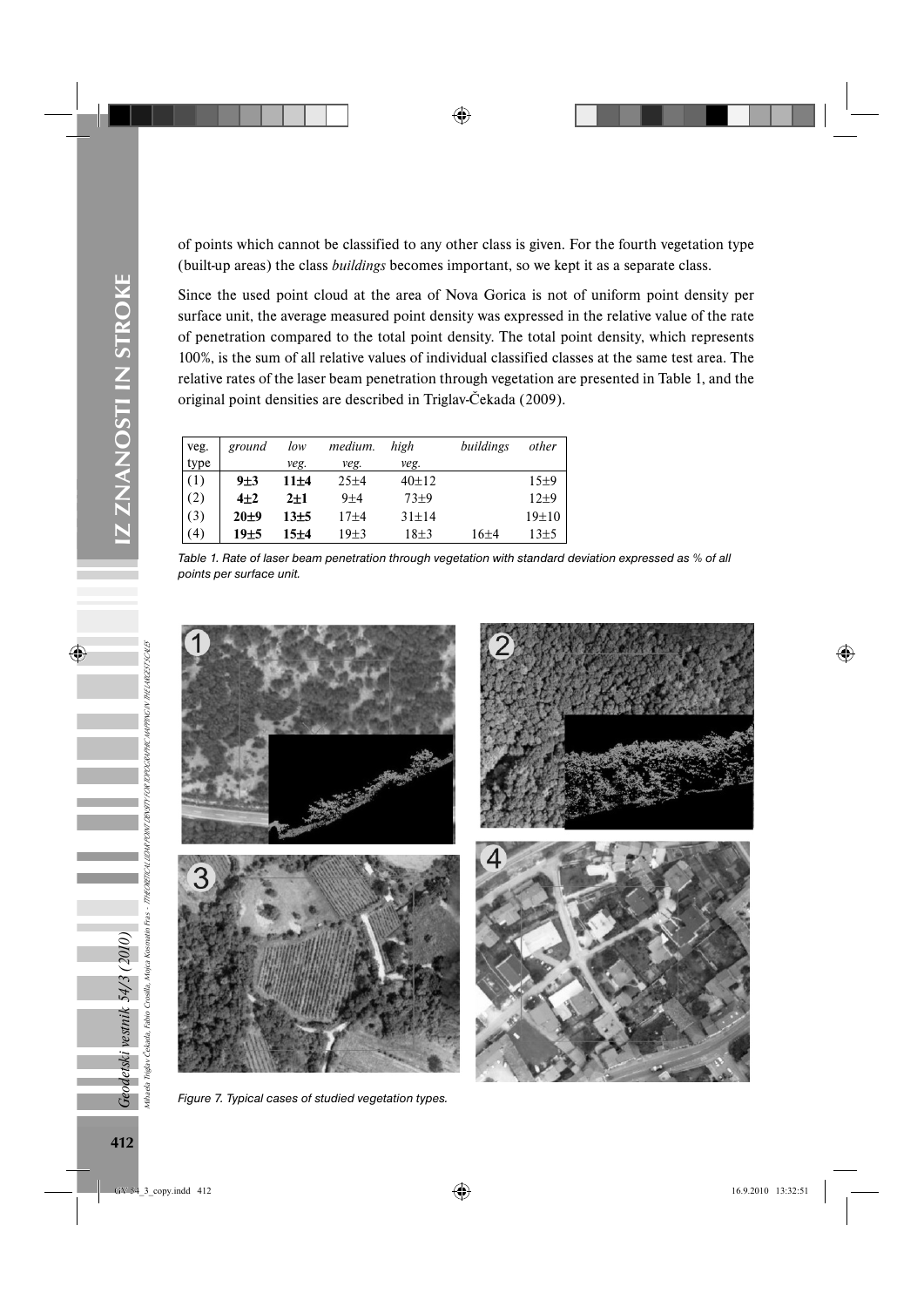of points which cannot be classified to any other class is given. For the fourth vegetation type (built-up areas) the class *buildings* becomes important, so we kept it as a separate class.

Since the used point cloud at the area of Nova Gorica is not of uniform point density per surface unit, the average measured point density was expressed in the relative value of the rate of penetration compared to the total point density. The total point density, which represents 100%, is the sum of all relative values of individual classified classes at the same test area. The relative rates of the laser beam penetration through vegetation are presented in Table 1, and the original point densities are described in Triglav-Čekada (2009).

| veg. type | *ground* | *low veg.* | *medium. veg.* | *high veg.* | *buildings* | *other* |
|---|---|---|---|---|---|---|
| (1) | **9±3** | **11±4** | 25±4 | 40±12 | | 15±9 |
| (2) | **4±2** | **2±1** | 9±4 | 73±9 | | 12±9 |
| (3) | **20±9** | **13±5** | 17±4 | 31±14 | | 19±10 |
| (4) | **19±5** | **15±4** | 19±3 | 18±3 | 16±4 | 13±5 |

*Table 1. Rate of laser beam penetration through vegetation with standard deviation expressed as % of all points per surface unit.*

*Figure 7. Typical cases of studied vegetation types.*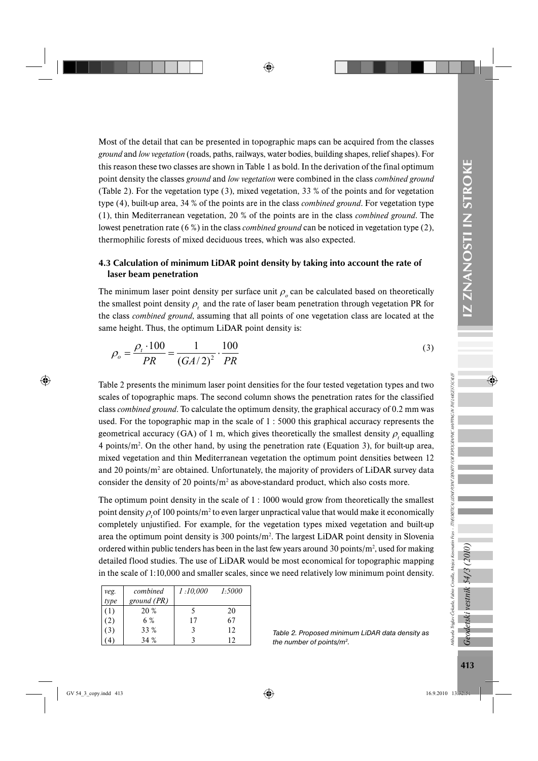Most of the detail that can be presented in topographic maps can be acquired from the classes *ground* and *low vegetation* (roads, paths, railways, water bodies, building shapes, relief shapes). For this reason these two classes are shown in Table 1 as bold. In the derivation of the final optimum point density the classes *ground* and *low vegetation* were combined in the class *combined ground* (Table 2). For the vegetation type (3), mixed vegetation, 33 % of the points and for vegetation type (4), built-up area, 34 % of the points are in the class *combined ground*. For vegetation type (1), thin Mediterranean vegetation, 20 % of the points are in the class *combined ground*. The lowest penetration rate (6 %) in the class *combined ground* can be noticed in vegetation type (2), thermophilic forests of mixed deciduous trees, which was also expected.

### 4.3 Calculation of minimum LiDAR point density by taking into account the rate of laser beam penetration

The minimum laser point density per surface unit $\rho_o$ can be calculated based on theoretically the smallest point density $\rho_t$ and the rate of laser beam penetration through vegetation PR for the class *combined ground*, assuming that all points of one vegetation class are located at the same height. Thus, the optimum LiDAR point density is:

$$\rho_o = \frac{\rho_t \cdot 100}{PR} = \frac{1}{(GA/2)^2} \cdot \frac{100}{PR} \tag{3}$$

Table 2 presents the minimum laser point densities for the four tested vegetation types and two scales of topographic maps. The second column shows the penetration rates for the classified class *combined ground*. To calculate the optimum density, the graphical accuracy of 0.2 mm was used. For the topographic map in the scale of 1 : 5000 this graphical accuracy represents the geometrical accuracy (GA) of 1 m, which gives theoretically the smallest density $\rho_t$ equalling 4 points/m$^2$. On the other hand, by using the penetration rate (Equation 3), for built-up area, mixed vegetation and thin Mediterranean vegetation the optimum point densities between 12 and 20 points/m$^2$ are obtained. Unfortunately, the majority of providers of LiDAR survey data consider the density of 20 points/m$^2$ as above-standard product, which also costs more.

The optimum point density in the scale of 1 : 1000 would grow from theoretically the smallest point density $\rho_t$ of 100 points/m$^2$ to even larger unpractical value that would make it economically completely unjustified. For example, for the vegetation types mixed vegetation and built-up area the optimum point density is 300 points/m$^2$. The largest LiDAR point density in Slovenia ordered within public tenders has been in the last few years around 30 points/m$^2$, used for making detailed flood studies. The use of LiDAR would be most economical for topographic mapping in the scale of 1:10,000 and smaller scales, since we need relatively low minimum point density.

| *veg. type* | *combined ground (PR)* | *1 :10,000* | *1:5000* |
|---|---|---|---|
| (1) | 20 % | 5 | 20 |
| (2) | 6 % | 17 | 67 |
| (3) | 33 % | 3 | 12 |
| (4) | 34 % | 3 | 12 |

*Table 2. Proposed minimum LiDAR data density as the number of points/m$^2$.*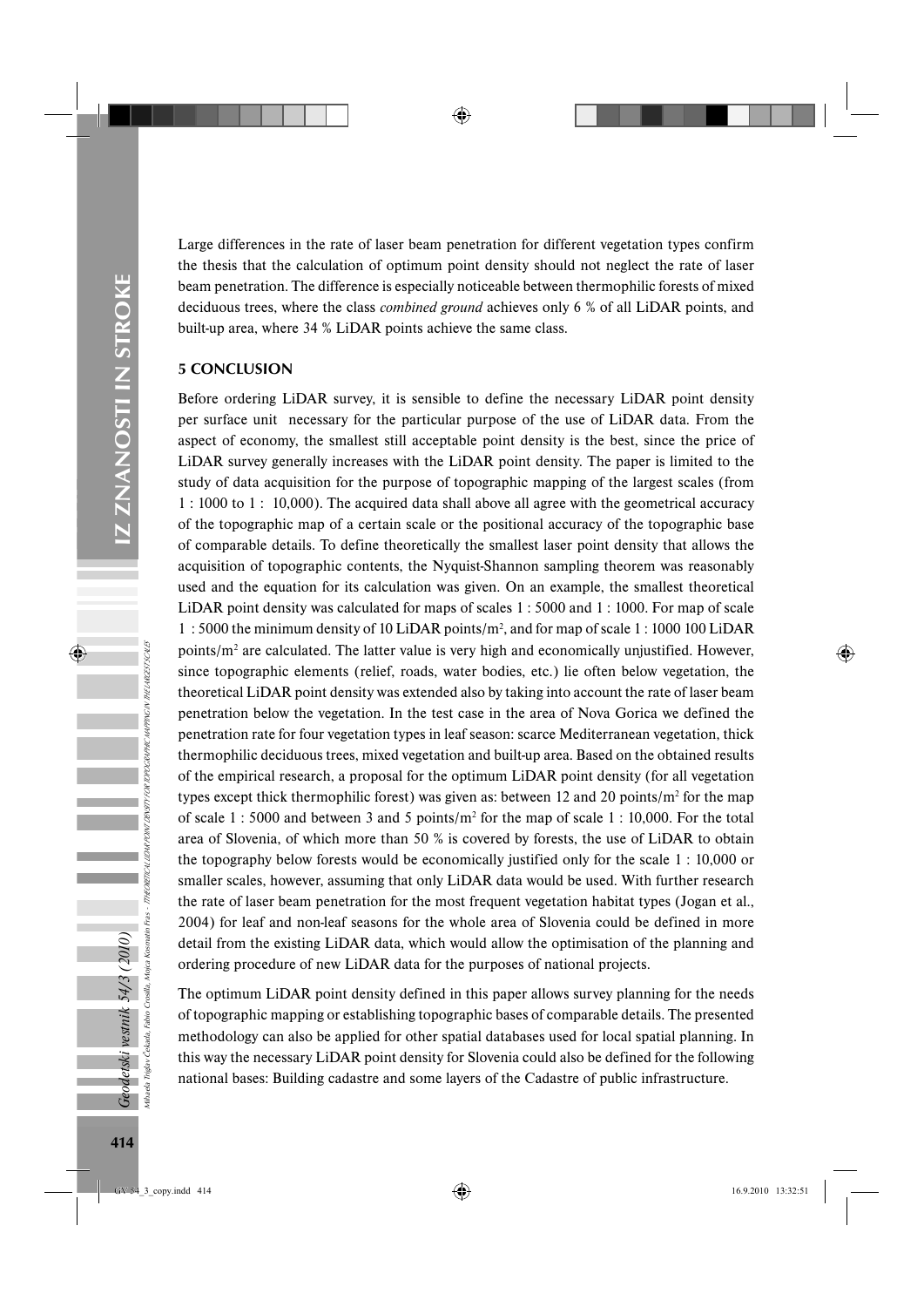Large differences in the rate of laser beam penetration for different vegetation types confirm the thesis that the calculation of optimum point density should not neglect the rate of laser beam penetration. The difference is especially noticeable between thermophilic forests of mixed deciduous trees, where the class *combined ground* achieves only 6 % of all LiDAR points, and built-up area, where 34 % LiDAR points achieve the same class.

## 5 CONCLUSION

Before ordering LiDAR survey, it is sensible to define the necessary LiDAR point density per surface unit necessary for the particular purpose of the use of LiDAR data. From the aspect of economy, the smallest still acceptable point density is the best, since the price of LiDAR survey generally increases with the LiDAR point density. The paper is limited to the study of data acquisition for the purpose of topographic mapping of the largest scales (from 1 : 1000 to 1 : 10,000). The acquired data shall above all agree with the geometrical accuracy of the topographic map of a certain scale or the positional accuracy of the topographic base of comparable details. To define theoretically the smallest laser point density that allows the acquisition of topographic contents, the Nyquist-Shannon sampling theorem was reasonably used and the equation for its calculation was given. On an example, the smallest theoretical LiDAR point density was calculated for maps of scales 1 : 5000 and 1 : 1000. For map of scale 1 : 5000 the minimum density of 10 LiDAR points/m$^2$, and for map of scale 1 : 1000 100 LiDAR points/m$^2$ are calculated. The latter value is very high and economically unjustified. However, since topographic elements (relief, roads, water bodies, etc.) lie often below vegetation, the theoretical LiDAR point density was extended also by taking into account the rate of laser beam penetration below the vegetation. In the test case in the area of Nova Gorica we defined the penetration rate for four vegetation types in leaf season: scarce Mediterranean vegetation, thick thermophilic deciduous trees, mixed vegetation and built-up area. Based on the obtained results of the empirical research, a proposal for the optimum LiDAR point density (for all vegetation types except thick thermophilic forest) was given as: between 12 and 20 points/m$^2$ for the map of scale 1 : 5000 and between 3 and 5 points/m$^2$ for the map of scale 1 : 10,000. For the total area of Slovenia, of which more than 50 % is covered by forests, the use of LiDAR to obtain the topography below forests would be economically justified only for the scale 1 : 10,000 or smaller scales, however, assuming that only LiDAR data would be used. With further research the rate of laser beam penetration for the most frequent vegetation habitat types (Jogan et al., 2004) for leaf and non-leaf seasons for the whole area of Slovenia could be defined in more detail from the existing LiDAR data, which would allow the optimisation of the planning and ordering procedure of new LiDAR data for the purposes of national projects.

The optimum LiDAR point density defined in this paper allows survey planning for the needs of topographic mapping or establishing topographic bases of comparable details. The presented methodology can also be applied for other spatial databases used for local spatial planning. In this way the necessary LiDAR point density for Slovenia could also be defined for the following national bases: Building cadastre and some layers of the Cadastre of public infrastructure.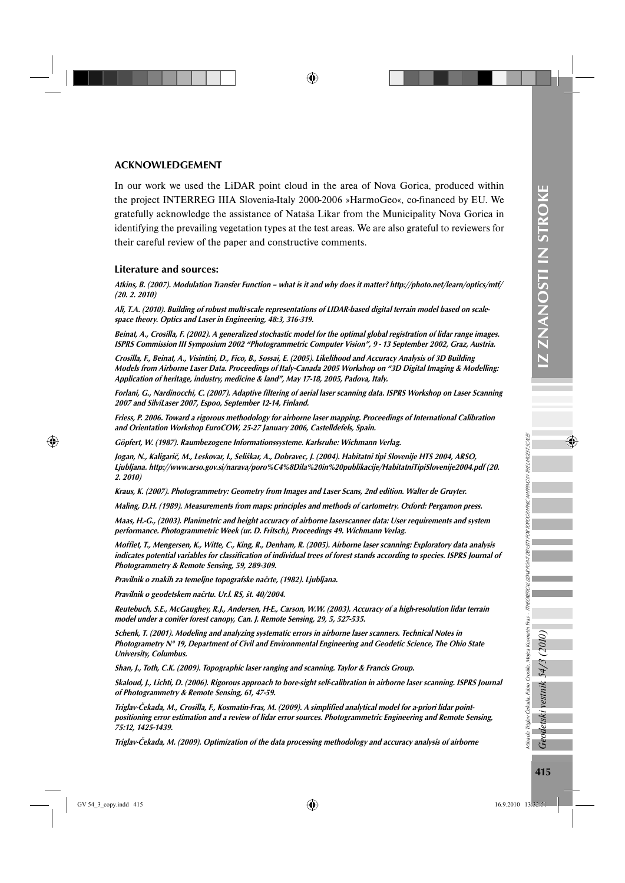## ACKNOWLEDGEMENT

In our work we used the LiDAR point cloud in the area of Nova Gorica, produced within the project INTERREG IIIA Slovenia-Italy 2000-2006 »HarmoGeo«, co-financed by EU. We gratefully acknowledge the assistance of Nataša Likar from the Municipality Nova Gorica in identifying the prevailing vegetation types at the test areas. We are also grateful to reviewers for their careful review of the paper and constructive comments.

### Literature and sources:

***Atkins, B. (2007). Modulation Transfer Function – what is it and why does it matter? http://photo.net/learn/optics/mtf/ (20. 2. 2010)***

***Ali, T.A. (2010). Building of robust multi-scale representations of LIDAR-based digital terrain model based on scale-space theory. Optics and Laser in Engineering, 48:3, 316-319.***

***Beinat, A., Crosilla, F. (2002). A generalized stochastic model for the optimal global registration of lidar range images. ISPRS Commission III Symposium 2002 "Photogrammetric Computer Vision", 9 - 13 September 2002, Graz, Austria.***

***Crosilla, F., Beinat, A., Visintini, D., Fico, B., Sossai, E. (2005). Likelihood and Accuracy Analysis of 3D Building Models from Airborne Laser Data. Proceedings of Italy-Canada 2005 Workshop on "3D Digital Imaging & Modelling: Application of heritage, industry, medicine & land", May 17-18, 2005, Padova, Italy.***

***Forlani, G., Nardinocchi, C. (2007). Adaptive filtering of aerial laser scanning data. ISPRS Workshop on Laser Scanning 2007 and SilviLaser 2007, Espoo, September 12-14, Finland.***

***Friess, P. 2006. Toward a rigorous methodology for airborne laser mapping. Proceedings of International Calibration and Orientation Workshop EuroCOW, 25-27 January 2006, Castelldefels, Spain.***

***Göpfert, W. (1987). Raumbezogene Informationssysteme. Karlsruhe: Wichmann Verlag.***

***Jogan, N., Kaligarič, M., Leskovar, I., Seliškar, A., Dobravec, J. (2004). Habitatni tipi Slovenije HTS 2004, ARSO, Ljubljana. http://www.arso.gov.si/narava/poro%C4%8Dila%20in%20publikacije/HabitatniTipiSlovenije2004.pdf (20. 2. 2010)***

***Kraus, K. (2007). Photogrammetry: Geometry from Images and Laser Scans, 2nd edition. Walter de Gruyter.***

***Maling, D.H. (1989). Measurements from maps: principles and methods of cartometry. Oxford: Pergamon press.***

***Maas, H.-G., (2003). Planimetric and height accuracy of airborne laserscanner data: User requirements and system performance. Photogrammetric Week (ur. D. Fritsch), Proceedings 49. Wichmann Verlag.***

***Moffiet, T., Mengersen, K., Witte, C., King, R., Denham, R. (2005). Airborne laser scanning: Exploratory data analysis indicates potential variables for classification of individual trees of forest stands according to species. ISPRS Journal of Photogrammetry & Remote Sensing, 59, 289-309.***

***Pravilnik o znakih za temeljne topografske načrte, (1982). Ljubljana.***

***Pravilnik o geodetskem načrtu. Ur.l. RS, št. 40/2004.***

***Reutebuch, S.E., McGaughey, R.J., Andersen, H-E., Carson, W.W. (2003). Accuracy of a high-resolution lidar terrain model under a conifer forest canopy, Can. J. Remote Sensing, 29, 5, 527-535.***

***Schenk, T. (2001). Modeling and analyzing systematic errors in airborne laser scanners. Technical Notes in Photogrammetry N° 19, Department of Civil and Environmental Engineering and Geodetic Science, The Ohio State University, Columbus.***

***Shan, J., Toth, C.K. (2009). Topographic laser ranging and scanning. Taylor & Francis Group.***

***Skaloud, J., Lichti, D. (2006). Rigorous approach to bore-sight self-calibration in airborne laser scanning. ISPRS Journal of Photogrammetry & Remote Sensing, 61, 47-59.***

***Triglav-Čekada, M., Crosilla, F., Kosmatin-Fras, M. (2009). A simplified analytical model for a-priori lidar point-positioning error estimation and a review of lidar error sources. Photogrammetric Engineering and Remote Sensing, 75:12, 1425-1439.***

***Triglav-Čekada, M. (2009). Optimization of the data processing methodology and accuracy analysis of airborne***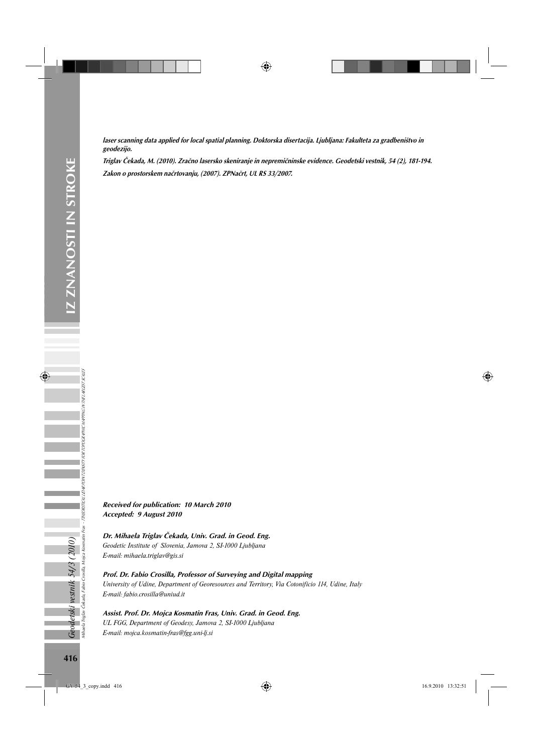*laser scanning data applied for local spatial planning. Doktorska disertacija. Ljubljana: Fakulteta za gradbeništvo in geodezijo.*

*Triglav Čekada, M. (2010). Zračno lasersko skeniranje in nepremičninske evidence. Geodetski vestnik, 54 (2), 181-194.*

*Zakon o prostorskem načrtovanju, (2007). ZPNačrt, UL RS 33/2007.*

***Received for publication: 10 March 2010***
***Accepted: 9 August 2010***

***Dr. Mihaela Triglav Čekada, Univ. Grad. in Geod. Eng.***
*Geodetic Institute of Slovenia, Jamova 2, SI-1000 Ljubljana*
*E-mail: mihaela.triglav@gis.si*

***Prof. Dr. Fabio Crosilla, Professor of Surveying and Digital mapping***
*University of Udine, Department of Georesources and Territory, Via Cotonificio 114, Udine, Italy*
*E-mail: fabio.crosilla@uniud.it*

***Assist. Prof. Dr. Mojca Kosmatin Fras, Univ. Grad. in Geod. Eng.***
*UL FGG, Department of Geodesy, Jamova 2, SI-1000 Ljubljana*
*E-mail: mojca.kosmatin-fras@fgg.uni-lj.si*